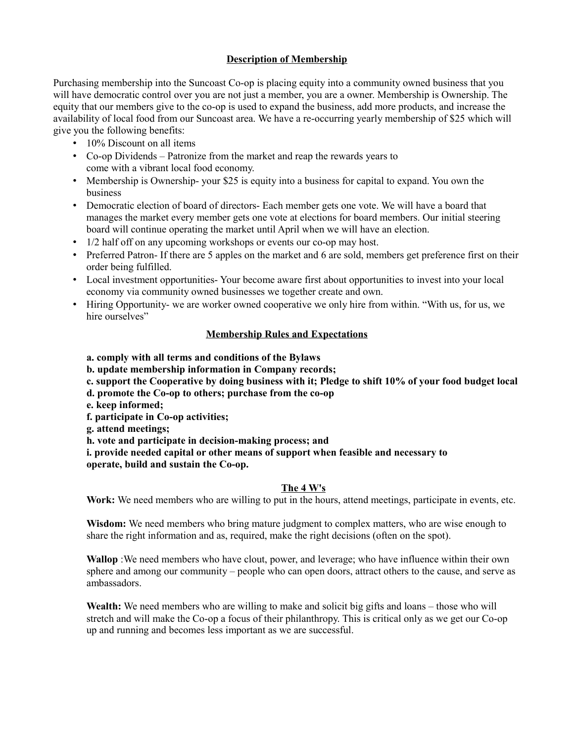## Description of Membership

Purchasing membership into the Suncoast Co-op is placing equity into a community owned business that you will have democratic control over you are not just a member, you are a owner. Membership is Ownership. The equity that our members give to the co-op is used to expand the business, add more products, and increase the availability of local food from our Suncoast area. We have a re-occurring yearly membership of $25 which will give you the following benefits:

- 10% Discount on all items
- Co-op Dividends – Patronize from the market and reap the rewards years to come with a vibrant local food economy.
- Membership is Ownership- your $25 is equity into a business for capital to expand. You own the business
- Democratic election of board of directors- Each member gets one vote. We will have a board that manages the market every member gets one vote at elections for board members. Our initial steering board will continue operating the market until April when we will have an election.
- 1/2 half off on any upcoming workshops or events our co-op may host.
- Preferred Patron- If there are 5 apples on the market and 6 are sold, members get preference first on their order being fulfilled.
- Local investment opportunities- Your become aware first about opportunities to invest into your local economy via community owned businesses we together create and own.
- Hiring Opportunity- we are worker owned cooperative we only hire from within. "With us, for us, we hire ourselves"

## Membership Rules and Expectations

**a. comply with all terms and conditions of the Bylaws**
**b. update membership information in Company records;**
**c. support the Cooperative by doing business with it; Pledge to shift 10% of your food budget local**
**d. promote the Co-op to others; purchase from the co-op**
**e. keep informed;**
**f. participate in Co-op activities;**
**g. attend meetings;**
**h. vote and participate in decision-making process; and**
**i. provide needed capital or other means of support when feasible and necessary to operate, build and sustain the Co-op.**

## The 4 W's

**Work:** We need members who are willing to put in the hours, attend meetings, participate in events, etc.

**Wisdom:** We need members who bring mature judgment to complex matters, who are wise enough to share the right information and as, required, make the right decisions (often on the spot).

**Wallop** :We need members who have clout, power, and leverage; who have influence within their own sphere and among our community – people who can open doors, attract others to the cause, and serve as ambassadors.

**Wealth:** We need members who are willing to make and solicit big gifts and loans – those who will stretch and will make the Co-op a focus of their philanthropy. This is critical only as we get our Co-op up and running and becomes less important as we are successful.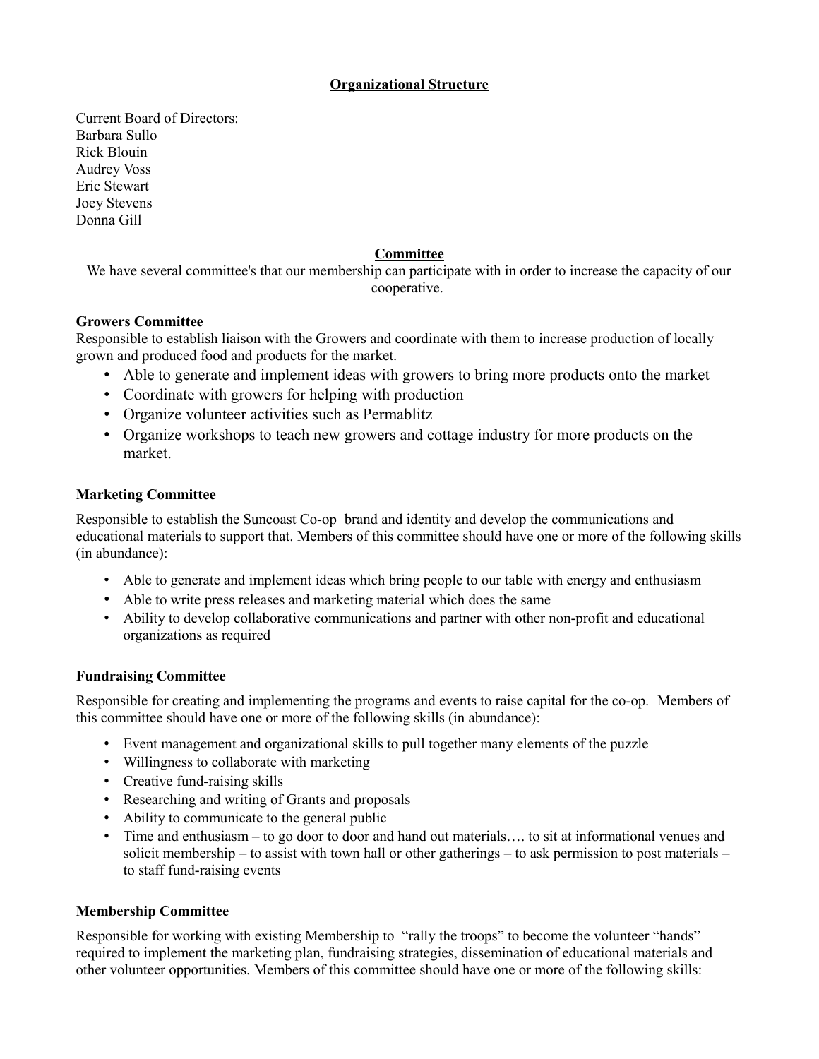## Organizational Structure

Current Board of Directors:
Barbara Sullo
Rick Blouin
Audrey Voss
Eric Stewart
Joey Stevens
Donna Gill

### Committee

We have several committee's that our membership can participate with in order to increase the capacity of our cooperative.

**Growers Committee**

Responsible to establish liaison with the Growers and coordinate with them to increase production of locally grown and produced food and products for the market.

- Able to generate and implement ideas with growers to bring more products onto the market
- Coordinate with growers for helping with production
- Organize volunteer activities such as Permablitz
- Organize workshops to teach new growers and cottage industry for more products on the market.

**Marketing Committee**

Responsible to establish the Suncoast Co-op brand and identity and develop the communications and educational materials to support that. Members of this committee should have one or more of the following skills (in abundance):

- Able to generate and implement ideas which bring people to our table with energy and enthusiasm
- Able to write press releases and marketing material which does the same
- Ability to develop collaborative communications and partner with other non-profit and educational organizations as required

**Fundraising Committee**

Responsible for creating and implementing the programs and events to raise capital for the co-op. Members of this committee should have one or more of the following skills (in abundance):

- Event management and organizational skills to pull together many elements of the puzzle
- Willingness to collaborate with marketing
- Creative fund-raising skills
- Researching and writing of Grants and proposals
- Ability to communicate to the general public
- Time and enthusiasm – to go door to door and hand out materials…. to sit at informational venues and solicit membership – to assist with town hall or other gatherings – to ask permission to post materials – to staff fund-raising events

**Membership Committee**

Responsible for working with existing Membership to "rally the troops" to become the volunteer "hands" required to implement the marketing plan, fundraising strategies, dissemination of educational materials and other volunteer opportunities. Members of this committee should have one or more of the following skills: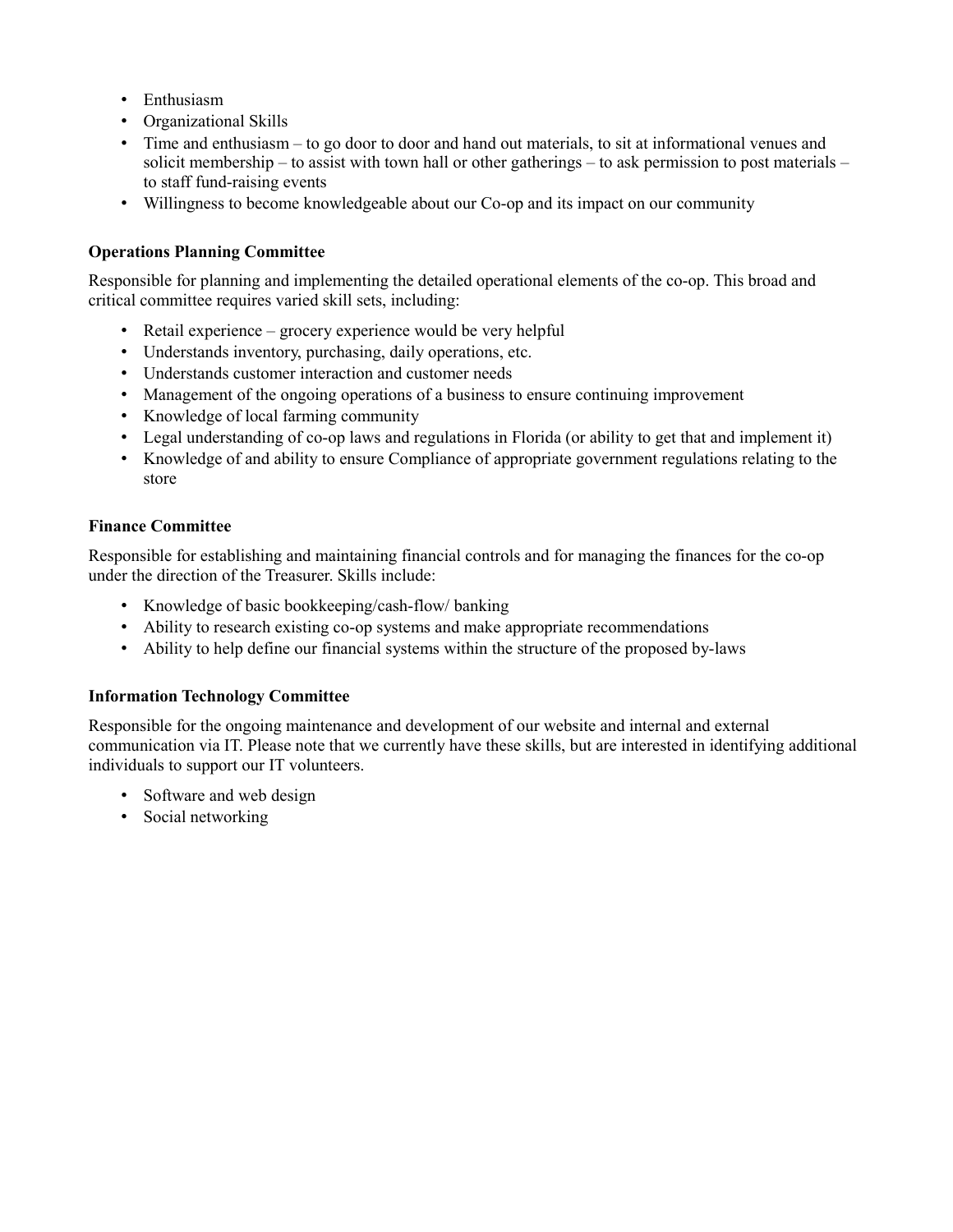- Enthusiasm
- Organizational Skills
- Time and enthusiasm – to go door to door and hand out materials, to sit at informational venues and solicit membership – to assist with town hall or other gatherings – to ask permission to post materials – to staff fund-raising events
- Willingness to become knowledgeable about our Co-op and its impact on our community

**Operations Planning Committee**

Responsible for planning and implementing the detailed operational elements of the co-op. This broad and critical committee requires varied skill sets, including:

- Retail experience – grocery experience would be very helpful
- Understands inventory, purchasing, daily operations, etc.
- Understands customer interaction and customer needs
- Management of the ongoing operations of a business to ensure continuing improvement
- Knowledge of local farming community
- Legal understanding of co-op laws and regulations in Florida (or ability to get that and implement it)
- Knowledge of and ability to ensure Compliance of appropriate government regulations relating to the store

**Finance Committee**

Responsible for establishing and maintaining financial controls and for managing the finances for the co-op under the direction of the Treasurer. Skills include:

- Knowledge of basic bookkeeping/cash-flow/ banking
- Ability to research existing co-op systems and make appropriate recommendations
- Ability to help define our financial systems within the structure of the proposed by-laws

**Information Technology Committee**

Responsible for the ongoing maintenance and development of our website and internal and external communication via IT. Please note that we currently have these skills, but are interested in identifying additional individuals to support our IT volunteers.

- Software and web design
- Social networking